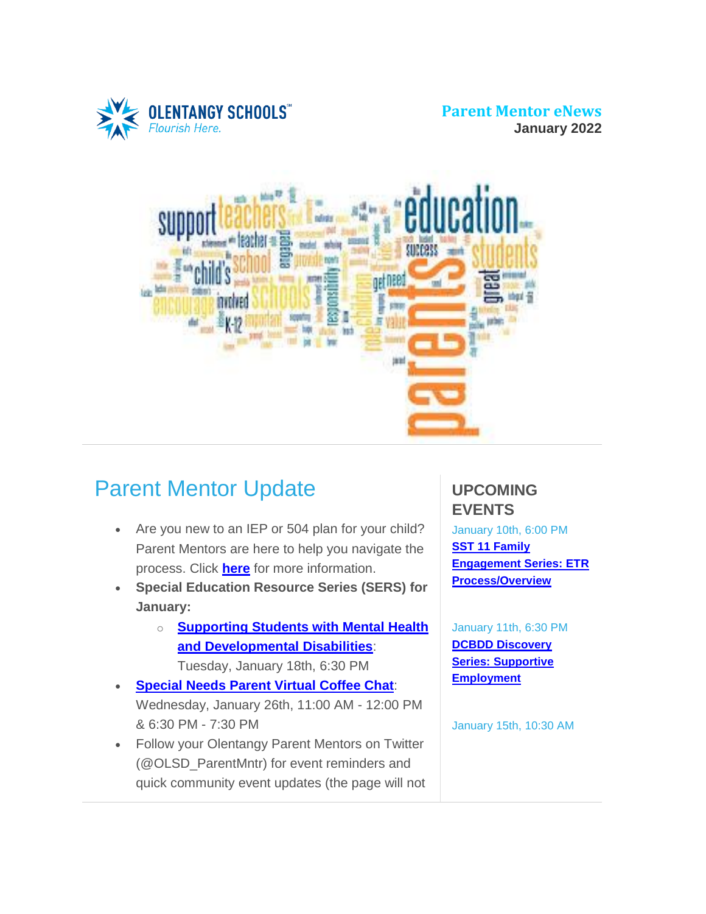OLENTANGY SCHOOLS
Flourish Here.

**Parent Mentor eNews**
**January 2022**

---

## Parent Mentor Update

- Are you new to an IEP or 504 plan for your child? Parent Mentors are here to help you navigate the process. Click **here** for more information.
- **Special Education Resource Series (SERS) for January:**
  - **Supporting Students with Mental Health and Developmental Disabilities**: Tuesday, January 18th, 6:30 PM
- **Special Needs Parent Virtual Coffee Chat**: Wednesday, January 26th, 11:00 AM - 12:00 PM & 6:30 PM - 7:30 PM
- Follow your Olentangy Parent Mentors on Twitter (@OLSD_ParentMntr) for event reminders and quick community event updates (the page will not

## UPCOMING EVENTS

January 10th, 6:00 PM
**SST 11 Family Engagement Series: ETR Process/Overview**

January 11th, 6:30 PM
**DCBDD Discovery Series: Supportive Employment**

January 15th, 10:30 AM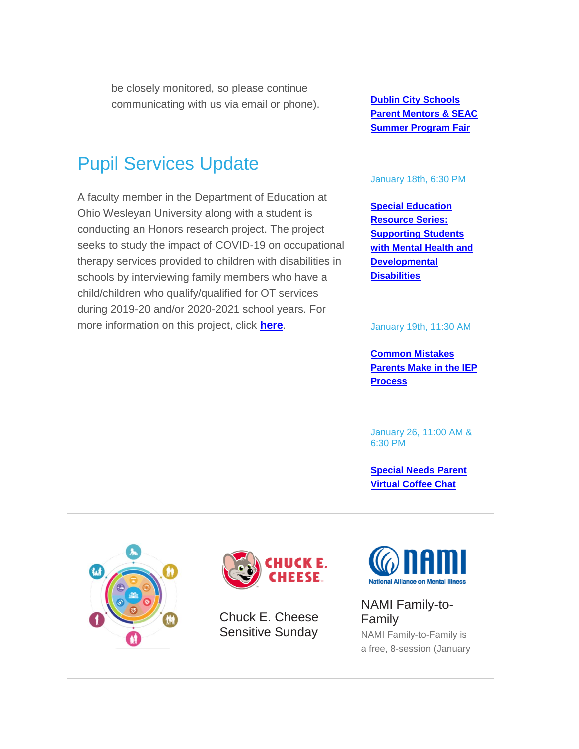be closely monitored, so please continue communicating with us via email or phone).

## Pupil Services Update

A faculty member in the Department of Education at Ohio Wesleyan University along with a student is conducting an Honors research project. The project seeks to study the impact of COVID-19 on occupational therapy services provided to children with disabilities in schools by interviewing family members who have a child/children who qualify/qualified for OT services during 2019-20 and/or 2020-2021 school years. For more information on this project, click **here**.

**Dublin City Schools Parent Mentors & SEAC Summer Program Fair**

January 18th, 6:30 PM

**Special Education Resource Series: Supporting Students with Mental Health and Developmental Disabilities**

January 19th, 11:30 AM

**Common Mistakes Parents Make in the IEP Process**

January 26, 11:00 AM & 6:30 PM

**Special Needs Parent Virtual Coffee Chat**

Chuck E. Cheese Sensitive Sunday

NAMI Family-to-Family

NAMI Family-to-Family is a free, 8-session (January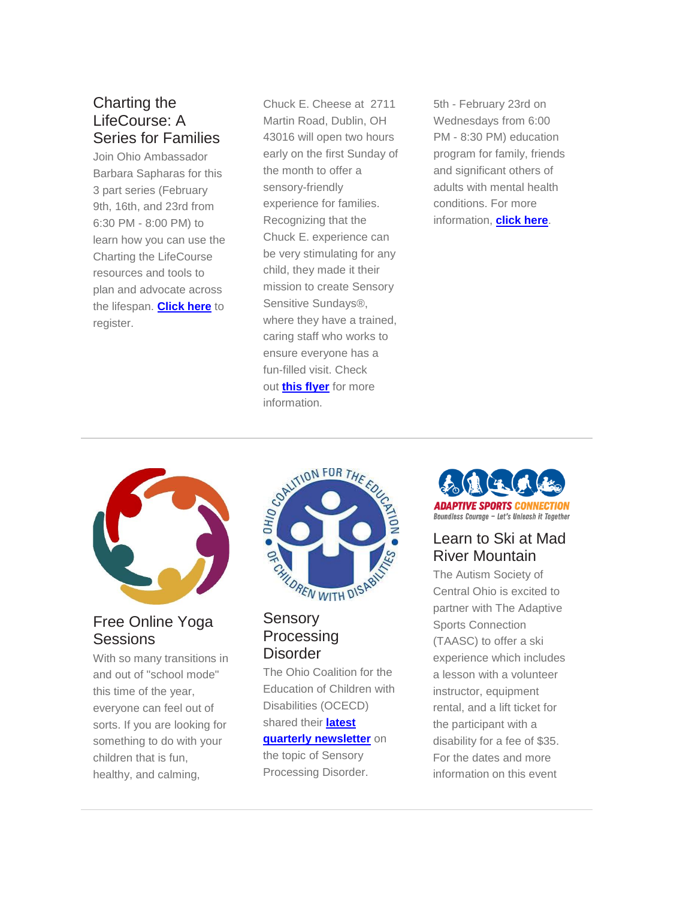### Charting the LifeCourse: A Series for Families

Join Ohio Ambassador Barbara Sapharas for this 3 part series (February 9th, 16th, and 23rd from 6:30 PM - 8:00 PM) to learn how you can use the Charting the LifeCourse resources and tools to plan and advocate across the lifespan. **Click here** to register.

Chuck E. Cheese at 2711 Martin Road, Dublin, OH 43016 will open two hours early on the first Sunday of the month to offer a sensory-friendly experience for families. Recognizing that the Chuck E. experience can be very stimulating for any child, they made it their mission to create Sensory Sensitive Sundays®, where they have a trained, caring staff who works to ensure everyone has a fun-filled visit. Check out **this flyer** for more information.

5th - February 23rd on Wednesdays from 6:00 PM - 8:30 PM) education program for family, friends and significant others of adults with mental health conditions. For more information, **click here**.

---

### Free Online Yoga Sessions

With so many transitions in and out of "school mode" this time of the year, everyone can feel out of sorts. If you are looking for something to do with your children that is fun, healthy, and calming,

### Sensory Processing Disorder

The Ohio Coalition for the Education of Children with Disabilities (OCECD) shared their **latest quarterly newsletter** on the topic of Sensory Processing Disorder.

ADAPTIVE SPORTS CONNECTION
Boundless Courage – Let's Unleash it Together

### Learn to Ski at Mad River Mountain

The Autism Society of Central Ohio is excited to partner with The Adaptive Sports Connection (TAASC) to offer a ski experience which includes a lesson with a volunteer instructor, equipment rental, and a lift ticket for the participant with a disability for a fee of $35. For the dates and more information on this event

---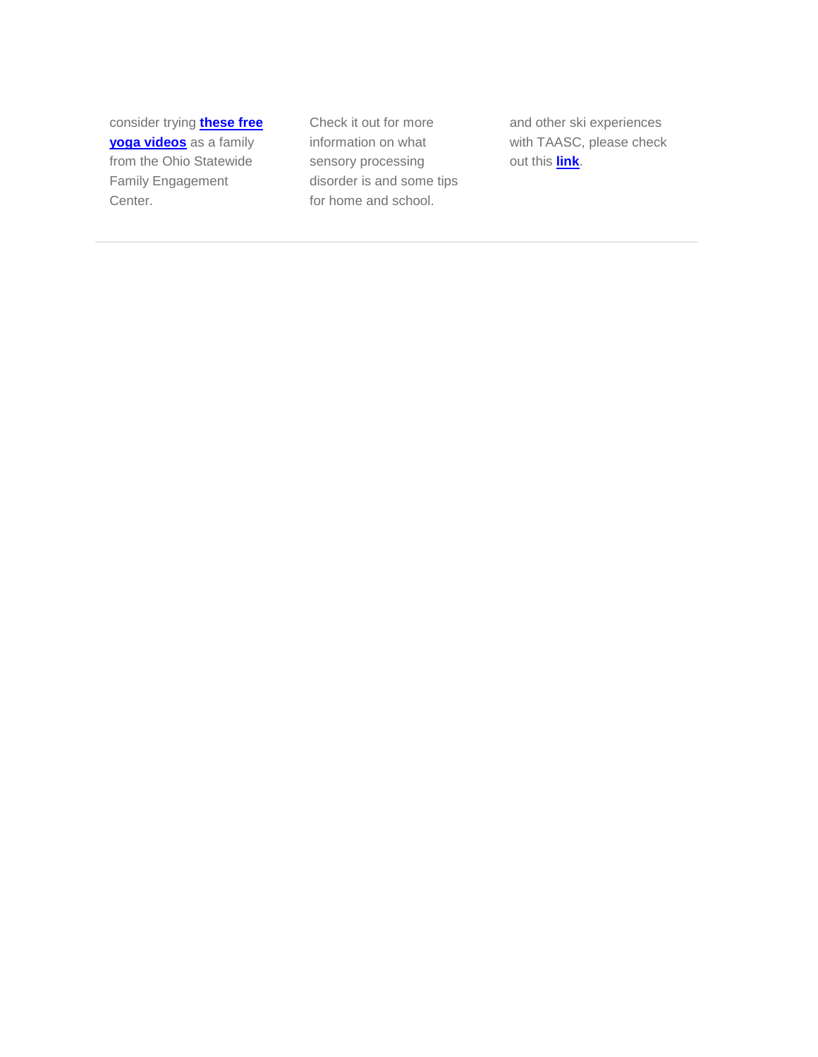consider trying **these free yoga videos** as a family from the Ohio Statewide Family Engagement Center.

Check it out for more information on what sensory processing disorder is and some tips for home and school.

and other ski experiences with TAASC, please check out this **link**.

---